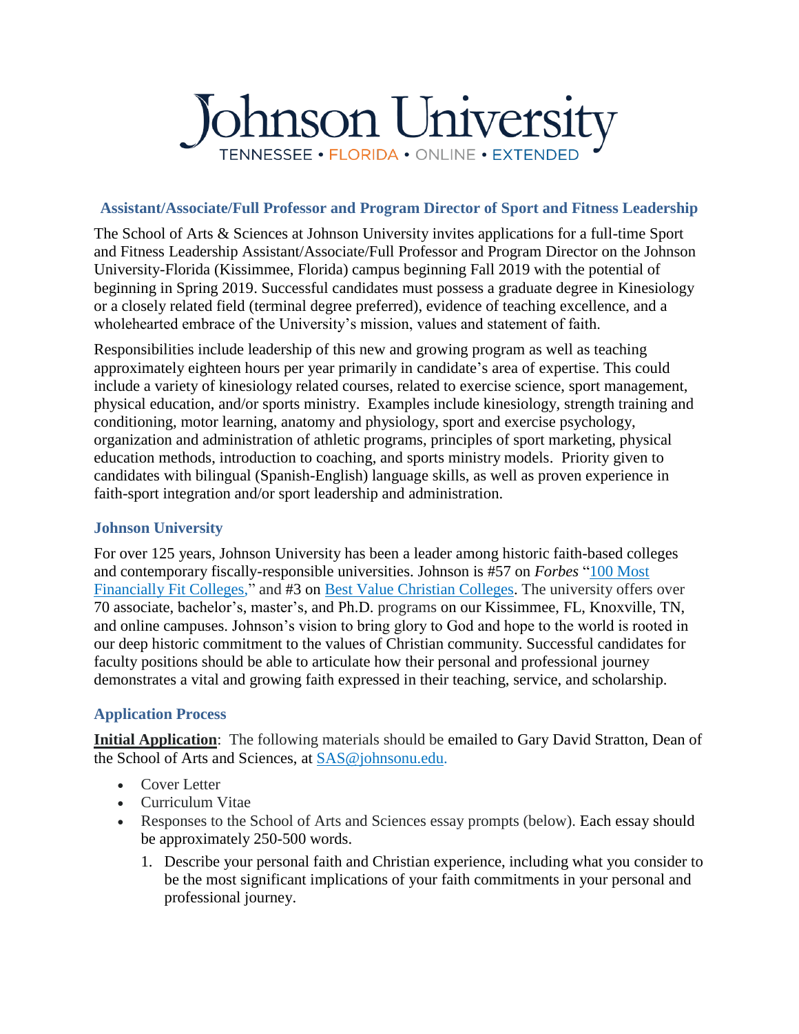# Johnson University

TENNESSEE • FLORIDA • ONLINE • EXTENDED

## Assistant/Associate/Full Professor and Program Director of Sport and Fitness Leadership

The School of Arts & Sciences at Johnson University invites applications for a full-time Sport and Fitness Leadership Assistant/Associate/Full Professor and Program Director on the Johnson University-Florida (Kissimmee, Florida) campus beginning Fall 2019 with the potential of beginning in Spring 2019. Successful candidates must possess a graduate degree in Kinesiology or a closely related field (terminal degree preferred), evidence of teaching excellence, and a wholehearted embrace of the University's mission, values and statement of faith.

Responsibilities include leadership of this new and growing program as well as teaching approximately eighteen hours per year primarily in candidate's area of expertise. This could include a variety of kinesiology related courses, related to exercise science, sport management, physical education, and/or sports ministry. Examples include kinesiology, strength training and conditioning, motor learning, anatomy and physiology, sport and exercise psychology, organization and administration of athletic programs, principles of sport marketing, physical education methods, introduction to coaching, and sports ministry models. Priority given to candidates with bilingual (Spanish-English) language skills, as well as proven experience in faith-sport integration and/or sport leadership and administration.

### Johnson University

For over 125 years, Johnson University has been a leader among historic faith-based colleges and contemporary fiscally-responsible universities. Johnson is #57 on *Forbes* "100 Most Financially Fit Colleges," and #3 on Best Value Christian Colleges. The university offers over 70 associate, bachelor's, master's, and Ph.D. programs on our Kissimmee, FL, Knoxville, TN, and online campuses. Johnson's vision to bring glory to God and hope to the world is rooted in our deep historic commitment to the values of Christian community. Successful candidates for faculty positions should be able to articulate how their personal and professional journey demonstrates a vital and growing faith expressed in their teaching, service, and scholarship.

### Application Process

**Initial Application**: The following materials should be emailed to Gary David Stratton, Dean of the School of Arts and Sciences, at SAS@johnsonu.edu.

- Cover Letter
- Curriculum Vitae
- Responses to the School of Arts and Sciences essay prompts (below). Each essay should be approximately 250-500 words.
    1. Describe your personal faith and Christian experience, including what you consider to be the most significant implications of your faith commitments in your personal and professional journey.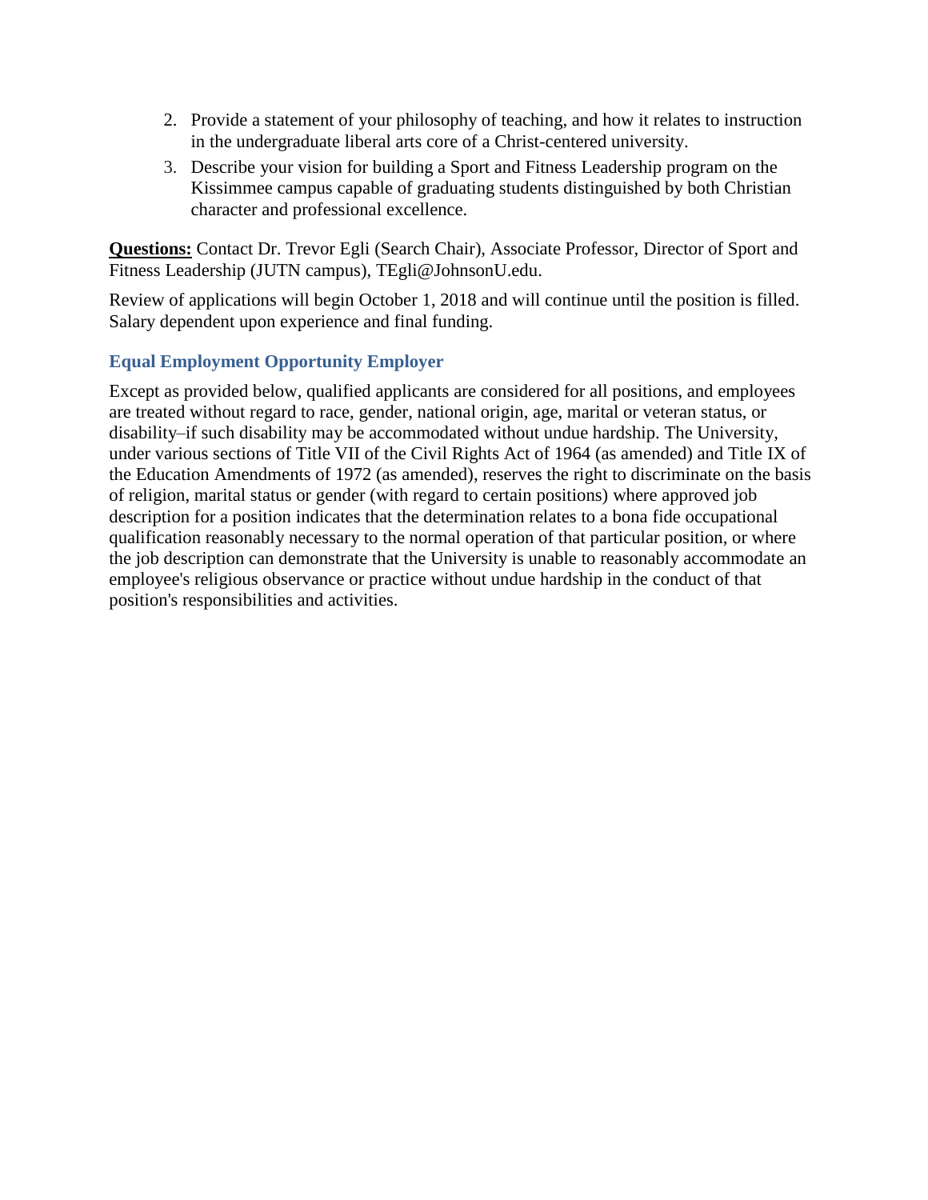2. Provide a statement of your philosophy of teaching, and how it relates to instruction in the undergraduate liberal arts core of a Christ-centered university.
3. Describe your vision for building a Sport and Fitness Leadership program on the Kissimmee campus capable of graduating students distinguished by both Christian character and professional excellence.

**Questions:** Contact Dr. Trevor Egli (Search Chair), Associate Professor, Director of Sport and Fitness Leadership (JUTN campus), TEgli@JohnsonU.edu.

Review of applications will begin October 1, 2018 and will continue until the position is filled. Salary dependent upon experience and final funding.

### Equal Employment Opportunity Employer

Except as provided below, qualified applicants are considered for all positions, and employees are treated without regard to race, gender, national origin, age, marital or veteran status, or disability–if such disability may be accommodated without undue hardship. The University, under various sections of Title VII of the Civil Rights Act of 1964 (as amended) and Title IX of the Education Amendments of 1972 (as amended), reserves the right to discriminate on the basis of religion, marital status or gender (with regard to certain positions) where approved job description for a position indicates that the determination relates to a bona fide occupational qualification reasonably necessary to the normal operation of that particular position, or where the job description can demonstrate that the University is unable to reasonably accommodate an employee's religious observance or practice without undue hardship in the conduct of that position's responsibilities and activities.